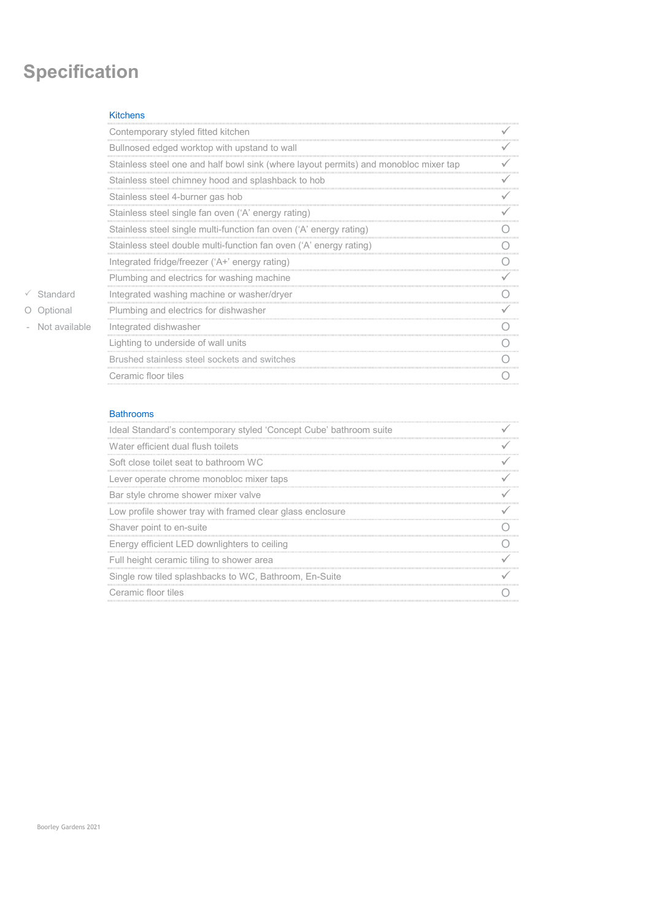# Specification

✓ Standard

O Optional

\- Not available

| Kitchens | |
|---|---|
| Contemporary styled fitted kitchen | ✓ |
| Bullnosed edged worktop with upstand to wall | ✓ |
| Stainless steel one and half bowl sink (where layout permits) and monobloc mixer tap | ✓ |
| Stainless steel chimney hood and splashback to hob | ✓ |
| Stainless steel 4-burner gas hob | ✓ |
| Stainless steel single fan oven ('A' energy rating) | ✓ |
| Stainless steel single multi-function fan oven ('A' energy rating) | O |
| Stainless steel double multi-function fan oven ('A' energy rating) | O |
| Integrated fridge/freezer ('A+' energy rating) | O |
| Plumbing and electrics for washing machine | ✓ |
| Integrated washing machine or washer/dryer | O |
| Plumbing and electrics for dishwasher | ✓ |
| Integrated dishwasher | O |
| Lighting to underside of wall units | O |
| Brushed stainless steel sockets and switches | O |
| Ceramic floor tiles | O |

| Bathrooms | |
|---|---|
| Ideal Standard's contemporary styled 'Concept Cube' bathroom suite | ✓ |
| Water efficient dual flush toilets | ✓ |
| Soft close toilet seat to bathroom WC | ✓ |
| Lever operate chrome monobloc mixer taps | ✓ |
| Bar style chrome shower mixer valve | ✓ |
| Low profile shower tray with framed clear glass enclosure | ✓ |
| Shaver point to en-suite | O |
| Energy efficient LED downlighters to ceiling | O |
| Full height ceramic tiling to shower area | ✓ |
| Single row tiled splashbacks to WC, Bathroom, En-Suite | ✓ |
| Ceramic floor tiles | O |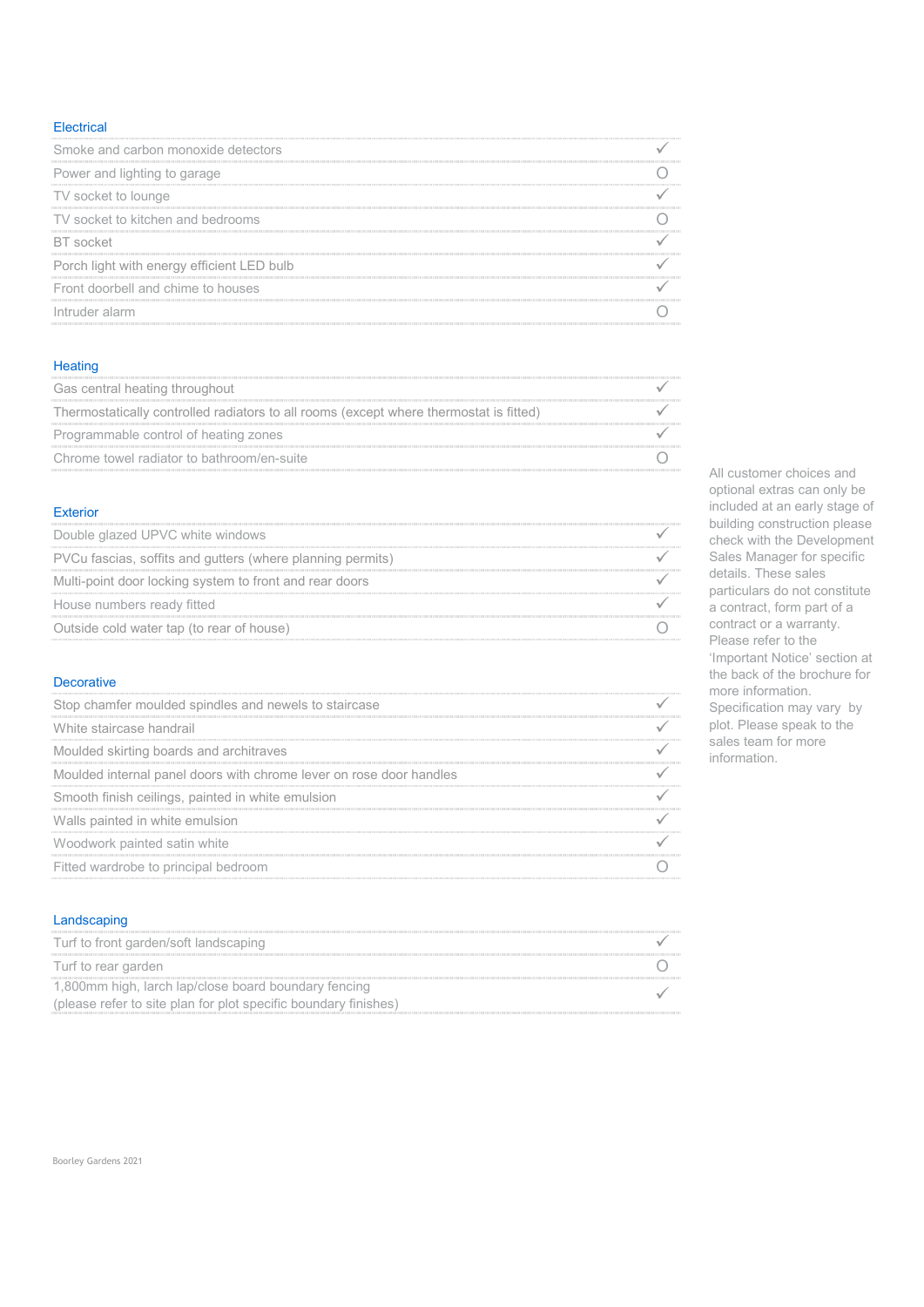## Electrical

| | |
|---|---|
| Smoke and carbon monoxide detectors | ✓ |
| Power and lighting to garage | O |
| TV socket to lounge | ✓ |
| TV socket to kitchen and bedrooms | O |
| BT socket | ✓ |
| Porch light with energy efficient LED bulb | ✓ |
| Front doorbell and chime to houses | ✓ |
| Intruder alarm | O |

## Heating

| | |
|---|---|
| Gas central heating throughout | ✓ |
| Thermostatically controlled radiators to all rooms (except where thermostat is fitted) | ✓ |
| Programmable control of heating zones | ✓ |
| Chrome towel radiator to bathroom/en-suite | O |

## Exterior

| | |
|---|---|
| Double glazed UPVC white windows | ✓ |
| PVCu fascias, soffits and gutters (where planning permits) | ✓ |
| Multi-point door locking system to front and rear doors | ✓ |
| House numbers ready fitted | ✓ |
| Outside cold water tap (to rear of house) | O |

## Decorative

| | |
|---|---|
| Stop chamfer moulded spindles and newels to staircase | ✓ |
| White staircase handrail | ✓ |
| Moulded skirting boards and architraves | ✓ |
| Moulded internal panel doors with chrome lever on rose door handles | ✓ |
| Smooth finish ceilings, painted in white emulsion | ✓ |
| Walls painted in white emulsion | ✓ |
| Woodwork painted satin white | ✓ |
| Fitted wardrobe to principal bedroom | O |

## Landscaping

| | |
|---|---|
| Turf to front garden/soft landscaping | ✓ |
| Turf to rear garden | O |
| 1,800mm high, larch lap/close board boundary fencing (please refer to site plan for plot specific boundary finishes) | ✓ |

All customer choices and optional extras can only be included at an early stage of building construction please check with the Development Sales Manager for specific details. These sales particulars do not constitute a contract, form part of a contract or a warranty. Please refer to the 'Important Notice' section at the back of the brochure for more information. Specification may vary by plot. Please speak to the sales team for more information.